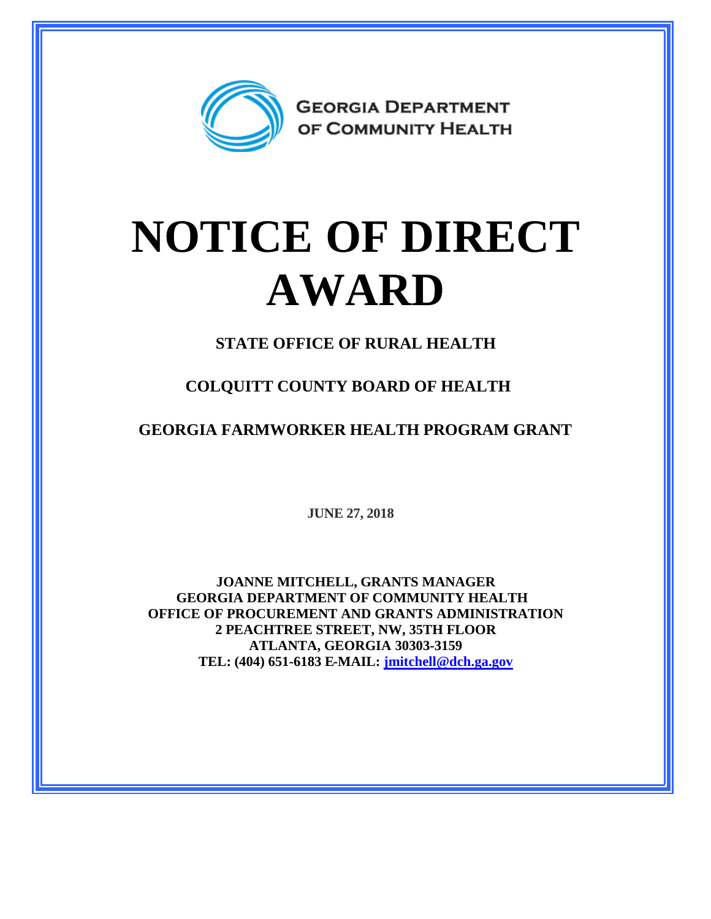GEORGIA DEPARTMENT OF COMMUNITY HEALTH

# NOTICE OF DIRECT AWARD

**STATE OFFICE OF RURAL HEALTH**

**COLQUITT COUNTY BOARD OF HEALTH**

**GEORGIA FARMWORKER HEALTH PROGRAM GRANT**

**JUNE 27, 2018**

**JOANNE MITCHELL, GRANTS MANAGER**
**GEORGIA DEPARTMENT OF COMMUNITY HEALTH**
**OFFICE OF PROCUREMENT AND GRANTS ADMINISTRATION**
**2 PEACHTREE STREET, NW, 35TH FLOOR**
**ATLANTA, GEORGIA 30303-3159**
**TEL: (404) 651-6183 E-MAIL: jmitchell@dch.ga.gov**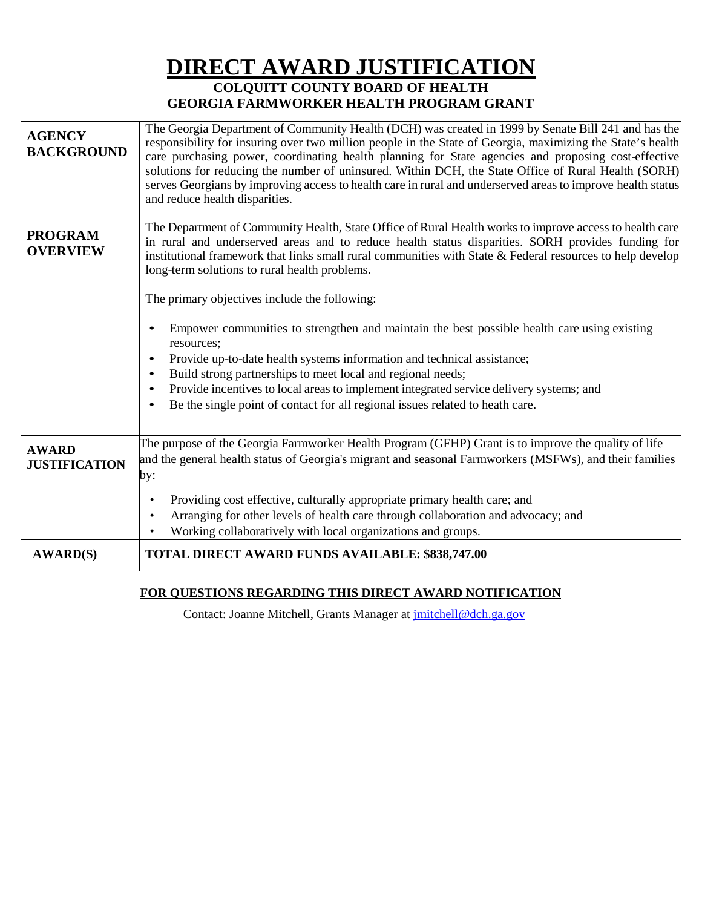# DIRECT AWARD JUSTIFICATION

## COLQUITT COUNTY BOARD OF HEALTH
## GEORGIA FARMWORKER HEALTH PROGRAM GRANT

| | |
|---|---|
| **AGENCY BACKGROUND** | The Georgia Department of Community Health (DCH) was created in 1999 by Senate Bill 241 and has the responsibility for insuring over two million people in the State of Georgia, maximizing the State's health care purchasing power, coordinating health planning for State agencies and proposing cost-effective solutions for reducing the number of uninsured. Within DCH, the State Office of Rural Health (SORH) serves Georgians by improving access to health care in rural and underserved areas to improve health status and reduce health disparities. |
| **PROGRAM OVERVIEW** | The Department of Community Health, State Office of Rural Health works to improve access to health care in rural and underserved areas and to reduce health status disparities. SORH provides funding for institutional framework that links small rural communities with State & Federal resources to help develop long-term solutions to rural health problems.<br><br>The primary objectives include the following:<br><br>• Empower communities to strengthen and maintain the best possible health care using existing resources;<br>• Provide up-to-date health systems information and technical assistance;<br>• Build strong partnerships to meet local and regional needs;<br>• Provide incentives to local areas to implement integrated service delivery systems; and<br>• Be the single point of contact for all regional issues related to heath care. |
| **AWARD JUSTIFICATION** | The purpose of the Georgia Farmworker Health Program (GFHP) Grant is to improve the quality of life and the general health status of Georgia's migrant and seasonal Farmworkers (MSFWs), and their families by:<br><br>• Providing cost effective, culturally appropriate primary health care; and<br>• Arranging for other levels of health care through collaboration and advocacy; and<br>• Working collaboratively with local organizations and groups. |
| **AWARD(S)** | **TOTAL DIRECT AWARD FUNDS AVAILABLE: $838,747.00** |

**FOR QUESTIONS REGARDING THIS DIRECT AWARD NOTIFICATION**

Contact: Joanne Mitchell, Grants Manager at jmitchell@dch.ga.gov